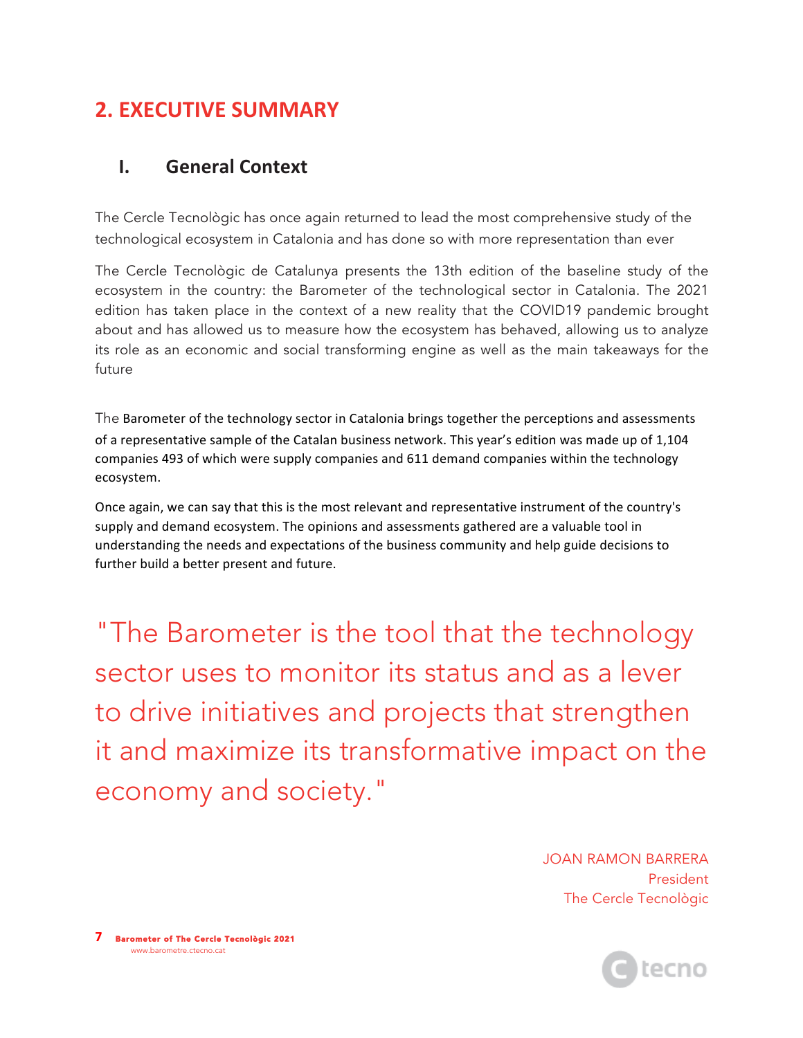## 2. EXECUTIVE SUMMARY

### I. General Context

The Cercle Tecnològic has once again returned to lead the most comprehensive study of the technological ecosystem in Catalonia and has done so with more representation than ever

The Cercle Tecnològic de Catalunya presents the 13th edition of the baseline study of the ecosystem in the country: the Barometer of the technological sector in Catalonia. The 2021 edition has taken place in the context of a new reality that the COVID19 pandemic brought about and has allowed us to measure how the ecosystem has behaved, allowing us to analyze its role as an economic and social transforming engine as well as the main takeaways for the future

The Barometer of the technology sector in Catalonia brings together the perceptions and assessments of a representative sample of the Catalan business network. This year's edition was made up of 1,104 companies 493 of which were supply companies and 611 demand companies within the technology ecosystem.

Once again, we can say that this is the most relevant and representative instrument of the country's supply and demand ecosystem. The opinions and assessments gathered are a valuable tool in understanding the needs and expectations of the business community and help guide decisions to further build a better present and future.

> "The Barometer is the tool that the technology sector uses to monitor its status and as a lever to drive initiatives and projects that strengthen it and maximize its transformative impact on the economy and society."

JOAN RAMON BARRERA
President
The Cercle Tecnològic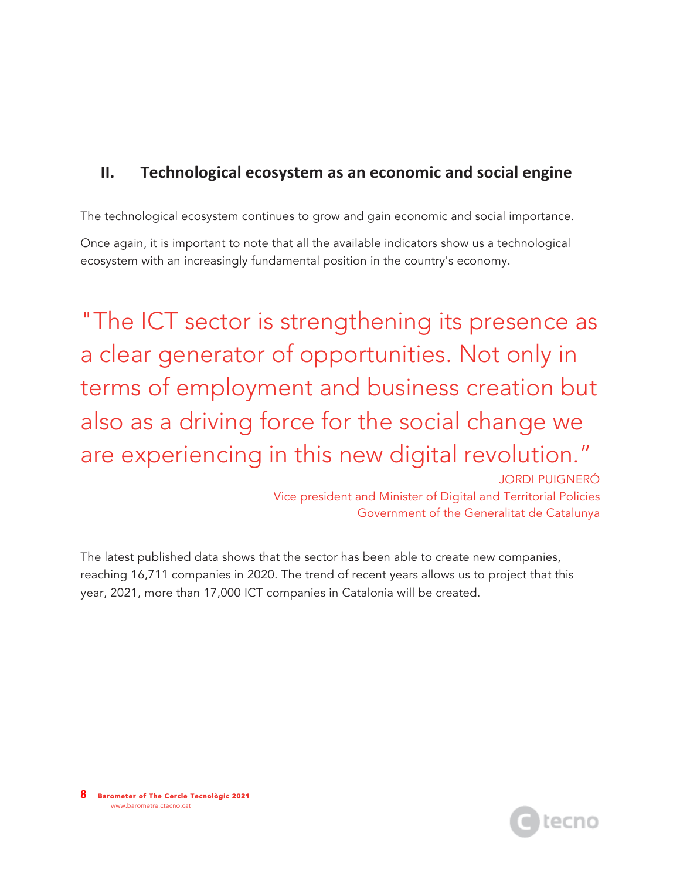## II. Technological ecosystem as an economic and social engine

The technological ecosystem continues to grow and gain economic and social importance.

Once again, it is important to note that all the available indicators show us a technological ecosystem with an increasingly fundamental position in the country's economy.

> "The ICT sector is strengthening its presence as a clear generator of opportunities. Not only in terms of employment and business creation but also as a driving force for the social change we are experiencing in this new digital revolution."
>
> JORDI PUIGNERÓ
> Vice president and Minister of Digital and Territorial Policies
> Government of the Generalitat de Catalunya

The latest published data shows that the sector has been able to create new companies, reaching 16,711 companies in 2020. The trend of recent years allows us to project that this year, 2021, more than 17,000 ICT companies in Catalonia will be created.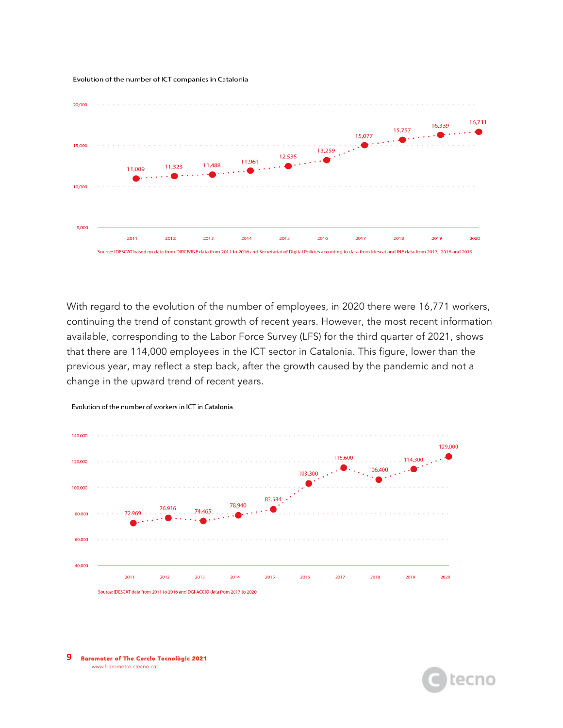Evolution of the number of ICT companies in Catalonia

| Year | 2011 | 2012 | 2013 | 2014 | 2015 | 2016 | 2017 | 2018 | 2019 | 2020 |
|---|---|---|---|---|---|---|---|---|---|---|
| Companies | 11,009 | 11,323 | 11,488 | 11,961 | 12,535 | 13,259 | 15,077 | 15,757 | 16,339 | 16,711 |

Source: IDESCAT based on data from DIRCE/INE data from 2011 to 2016 and Secretariat of Digital Policies according to data from Idescat and INE data from 2017, 2018 and 2019

With regard to the evolution of the number of employees, in 2020 there were 16,771 workers, continuing the trend of constant growth of recent years. However, the most recent information available, corresponding to the Labor Force Survey (LFS) for the third quarter of 2021, shows that there are 114,000 employees in the ICT sector in Catalonia. This figure, lower than the previous year, may reflect a step back, after the growth caused by the pandemic and not a change in the upward trend of recent years.

Evolution of the number of workers in ICT in Catalonia

| Year | 2011 | 2012 | 2013 | 2014 | 2015 | 2016 | 2017 | 2018 | 2019 | 2020 |
|---|---|---|---|---|---|---|---|---|---|---|
| Workers | 72.969 | 76.916 | 74.465 | 78.940 | 83.584 | 103.300 | 115.600 | 106.400 | 114.300 | 129.000 |

Source: IDESCAT data from 2011 to 2016 and DGI-ACCIÓ data from 2017 to 2020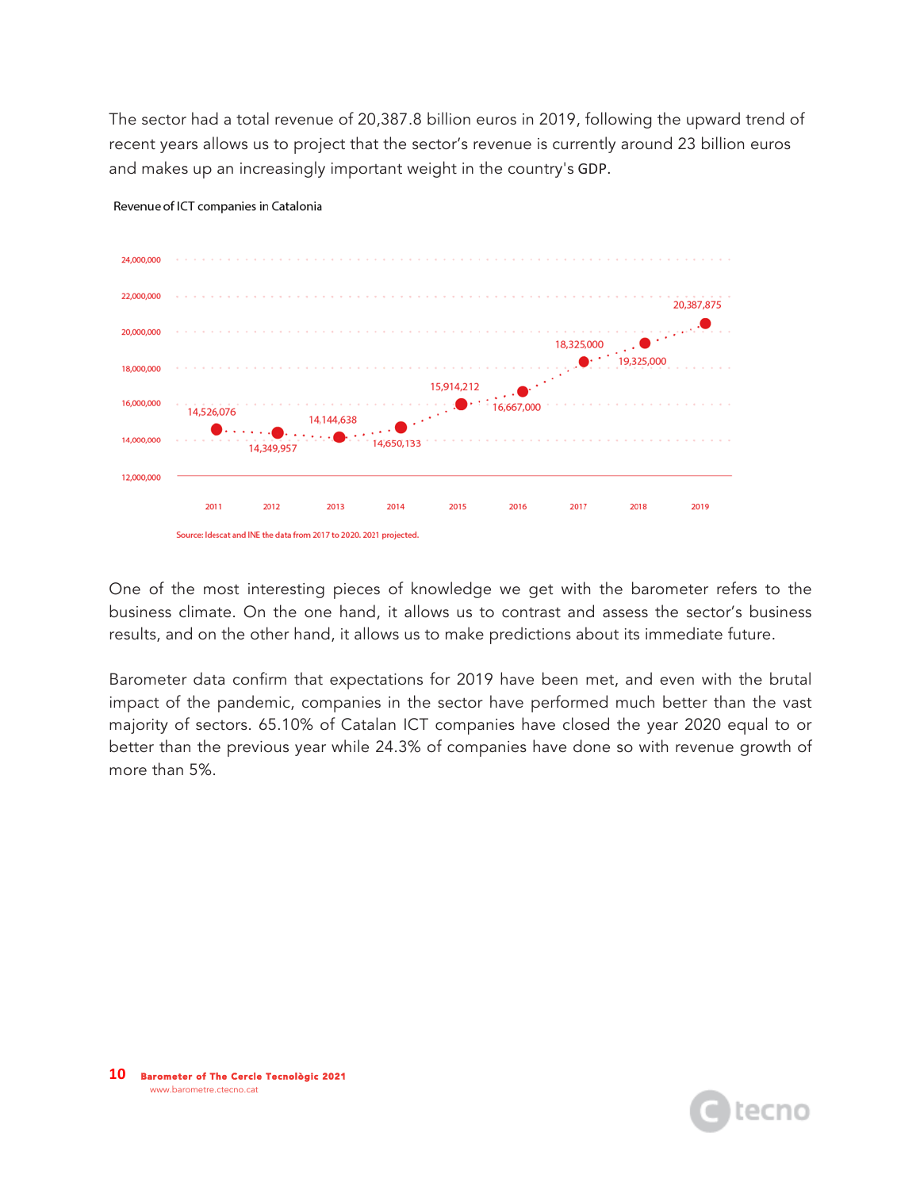The sector had a total revenue of 20,387.8 billion euros in 2019, following the upward trend of recent years allows us to project that the sector's revenue is currently around 23 billion euros and makes up an increasingly important weight in the country's GDP.

**Revenue of ICT companies in Catalonia**

| Year | Revenue |
|---|---|
| 2011 | 14,526,076 |
| 2012 | 14,349,957 |
| 2013 | 14,144,638 |
| 2014 | 14,650,133 |
| 2015 | 15,914,212 |
| 2016 | 16,667,000 |
| 2017 | 18,325,000 |
| 2018 | 19,325,000 |
| 2019 | 20,387,875 |

Source: Idescat and INE the data from 2017 to 2020. 2021 projected.

One of the most interesting pieces of knowledge we get with the barometer refers to the business climate. On the one hand, it allows us to contrast and assess the sector's business results, and on the other hand, it allows us to make predictions about its immediate future.

Barometer data confirm that expectations for 2019 have been met, and even with the brutal impact of the pandemic, companies in the sector have performed much better than the vast majority of sectors. 65.10% of Catalan ICT companies have closed the year 2020 equal to or better than the previous year while 24.3% of companies have done so with revenue growth of more than 5%.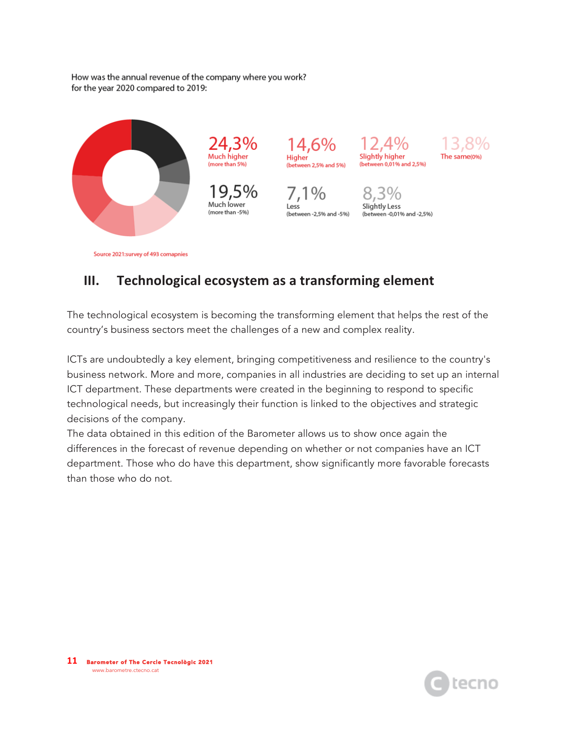How was the annual revenue of the company where you work?
for the year 2020 compared to 2019:

24,3%
Much higher
(more than 5%)

14,6%
Higher
(between 2,5% and 5%)

12,4%
Slightly higher
(between 0,01% and 2,5%)

13,8%
The same(0%)

19,5%
Much lower
(more than -5%)

7,1%
Less
(between -2,5% and -5%)

8,3%
Slightly Less
(between -0,01% and -2,5%)

Source 2021:survey of 493 comapnies

## III. Technological ecosystem as a transforming element

The technological ecosystem is becoming the transforming element that helps the rest of the country's business sectors meet the challenges of a new and complex reality.

ICTs are undoubtedly a key element, bringing competitiveness and resilience to the country's business network. More and more, companies in all industries are deciding to set up an internal ICT department. These departments were created in the beginning to respond to specific technological needs, but increasingly their function is linked to the objectives and strategic decisions of the company.
The data obtained in this edition of the Barometer allows us to show once again the differences in the forecast of revenue depending on whether or not companies have an ICT department. Those who do have this department, show significantly more favorable forecasts than those who do not.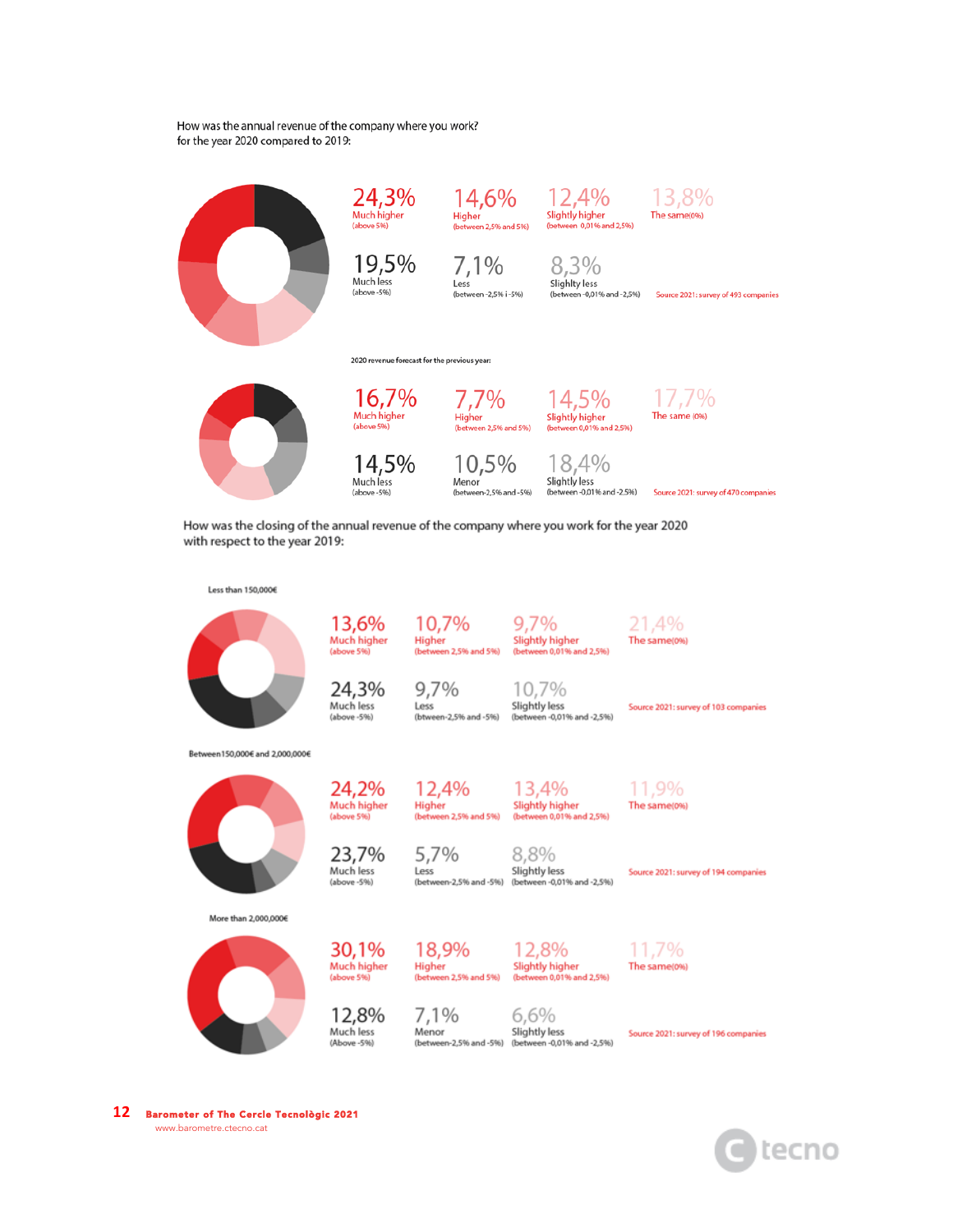How was the annual revenue of the company where you work?
for the year 2020 compared to 2019:

| 24,3% | 14,6% | 12,4% | 13,8% |
|---|---|---|---|
| Much higher (above 5%) | Higher (between 2,5% and 5%) | Slightly higher (between 0,01% and 2,5%) | The same(0%) |
| **19,5%** | **7,1%** | **8,3%** | |
| Much less (above -5%) | Less (between -2,5% i -5%) | Slighty less (between -0,01% and -2,5%) | |

Source 2021: survey of 493 companies

2020 revenue forecast for the previous year:

| 16,7% | 7,7% | 14,5% | 17,7% |
|---|---|---|---|
| Much higher (above 5%) | Higher (between 2,5% and 5%) | Slightly higher (between 0,01% and 2,5%) | The same (0%) |
| **14,5%** | **10,5%** | **18,4%** | |
| Much less (above -5%) | Menor (between-2,5% and -5%) | Slightly less (between -0,01% and -2,5%) | |

Source 2021: survey of 470 companies

How was the closing of the annual revenue of the company where you work for the year 2020 with respect to the year 2019:

Less than 150,000€

| 13,6% | 10,7% | 9,7% | 21,4% |
|---|---|---|---|
| Much higher (above 5%) | Higher (between 2,5% and 5%) | Slightly higher (between 0,01% and 2,5%) | The same(0%) |
| **24,3%** | **9,7%** | **10,7%** | |
| Much less (above -5%) | Less (btween-2,5% and -5%) | Slightly less (between -0,01% and -2,5%) | |

Source 2021: survey of 103 companies

Between 150,000€ and 2,000,000€

| 24,2% | 12,4% | 13,4% | 11,9% |
|---|---|---|---|
| Much higher (above 5%) | Higher (between 2,5% and 5%) | Slightly higher (between 0,01% and 2,5%) | The same(0%) |
| **23,7%** | **5,7%** | **8,8%** | |
| Much less (above -5%) | Less (between-2,5% and -5%) | Slightly less (between -0,01% and -2,5%) | |

Source 2021: survey of 194 companies

More than 2,000,000€

| 30,1% | 18,9% | 12,8% | 11,7% |
|---|---|---|---|
| Much higher (above 5%) | Higher (between 2,5% and 5%) | Slightly higher (between 0,01% and 2,5%) | The same(0%) |
| **12,8%** | **7,1%** | **6,6%** | |
| Much less (Above -5%) | Menor (between-2,5% and -5%) | Slightly less (between -0,01% and -2,5%) | |

Source 2021: survey of 196 companies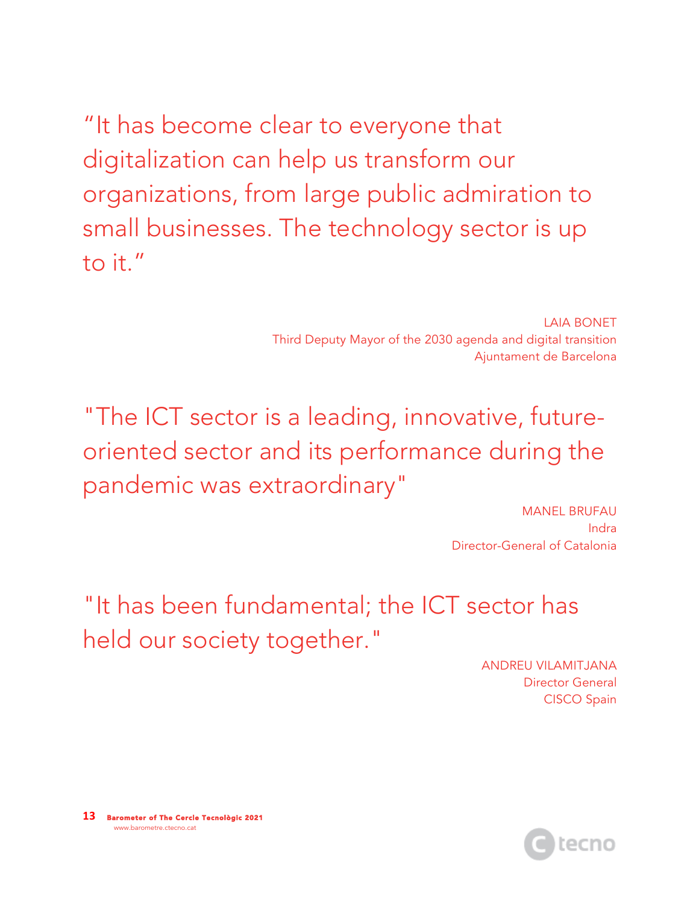"It has become clear to everyone that digitalization can help us transform our organizations, from large public admiration to small businesses. The technology sector is up to it."

LAIA BONET
Third Deputy Mayor of the 2030 agenda and digital transition
Ajuntament de Barcelona

"The ICT sector is a leading, innovative, future-oriented sector and its performance during the pandemic was extraordinary"

MANEL BRUFAU
Indra
Director-General of Catalonia

"It has been fundamental; the ICT sector has held our society together."

ANDREU VILAMITJANA
Director General
CISCO Spain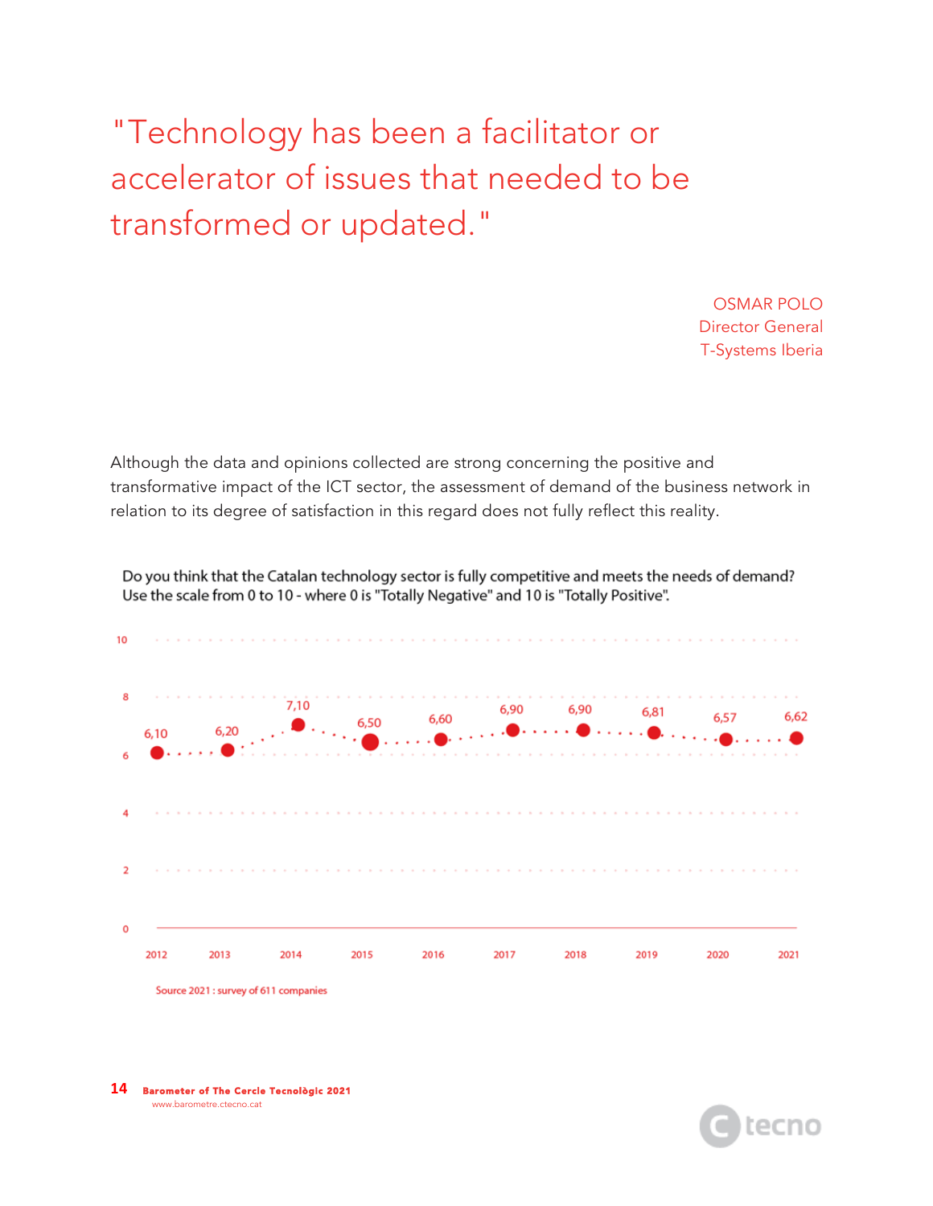> "Technology has been a facilitator or accelerator of issues that needed to be transformed or updated."

OSMAR POLO
Director General
T-Systems Iberia

Although the data and opinions collected are strong concerning the positive and transformative impact of the ICT sector, the assessment of demand of the business network in relation to its degree of satisfaction in this regard does not fully reflect this reality.

**Do you think that the Catalan technology sector is fully competitive and meets the needs of demand? Use the scale from 0 to 10 - where 0 is "Totally Negative" and 10 is "Totally Positive".**

| Year | Score |
|---|---|
| 2012 | 6,10 |
| 2013 | 6,20 |
| 2014 | 7,10 |
| 2015 | 6,50 |
| 2016 | 6,60 |
| 2017 | 6,90 |
| 2018 | 6,90 |
| 2019 | 6,81 |
| 2020 | 6,57 |
| 2021 | 6,62 |

Source 2021 : survey of 611 companies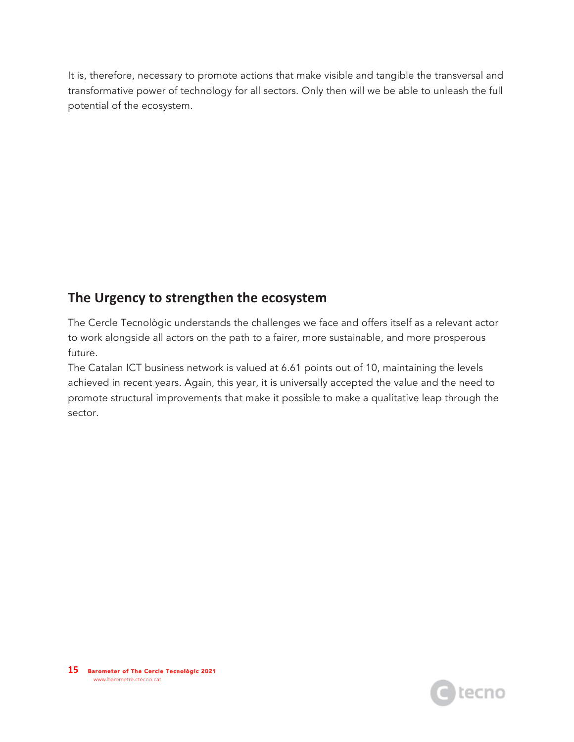It is, therefore, necessary to promote actions that make visible and tangible the transversal and transformative power of technology for all sectors. Only then will we be able to unleash the full potential of the ecosystem.

## The Urgency to strengthen the ecosystem

The Cercle Tecnològic understands the challenges we face and offers itself as a relevant actor to work alongside all actors on the path to a fairer, more sustainable, and more prosperous future.

The Catalan ICT business network is valued at 6.61 points out of 10, maintaining the levels achieved in recent years. Again, this year, it is universally accepted the value and the need to promote structural improvements that make it possible to make a qualitative leap through the sector.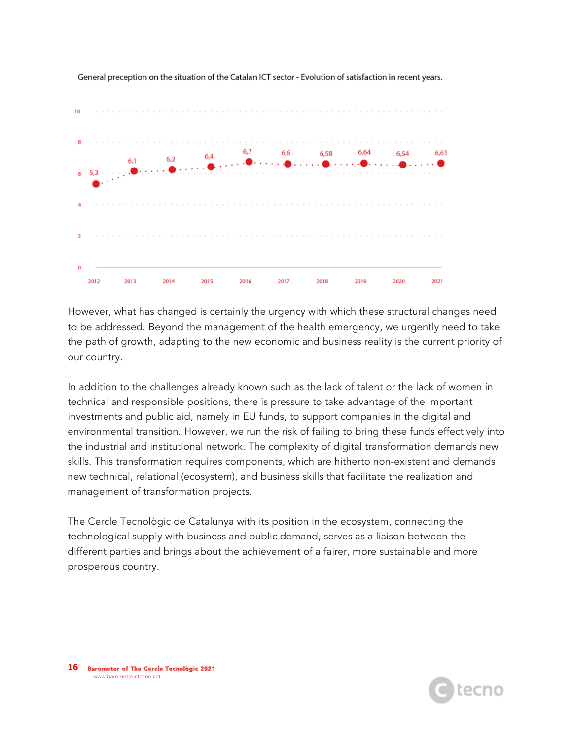General preception on the situation of the Catalan ICT sector - Evolution of satisfaction in recent years.

10
8
6
4
2
0

5,3
6,1
6,2
6,4
6,7
6,6
6,58
6,64
6,54
6,61

2012
2013
2014
2015
2016
2017
2018
2019
2020
2021

However, what has changed is certainly the urgency with which these structural changes need to be addressed. Beyond the management of the health emergency, we urgently need to take the path of growth, adapting to the new economic and business reality is the current priority of our country.

In addition to the challenges already known such as the lack of talent or the lack of women in technical and responsible positions, there is pressure to take advantage of the important investments and public aid, namely in EU funds, to support companies in the digital and environmental transition. However, we run the risk of failing to bring these funds effectively into the industrial and institutional network. The complexity of digital transformation demands new skills. This transformation requires components, which are hitherto non-existent and demands new technical, relational (ecosystem), and business skills that facilitate the realization and management of transformation projects.

The Cercle Tecnològic de Catalunya with its position in the ecosystem, connecting the technological supply with business and public demand, serves as a liaison between the different parties and brings about the achievement of a fairer, more sustainable and more prosperous country.